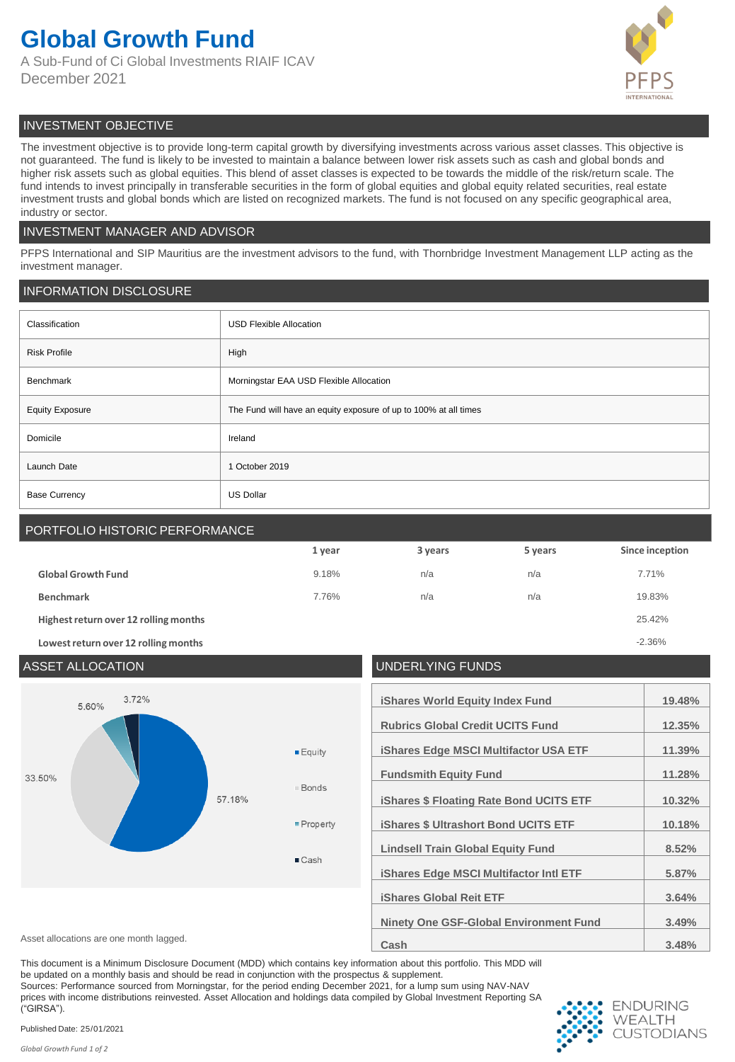# Global Growth Fund

A Sub-Fund of Ci Global Investments RIAIF ICAV
December 2021

PFPS INTERNATIONAL

## INVESTMENT OBJECTIVE

The investment objective is to provide long-term capital growth by diversifying investments across various asset classes. This objective is not guaranteed. The fund is likely to be invested to maintain a balance between lower risk assets such as cash and global bonds and higher risk assets such as global equities. This blend of asset classes is expected to be towards the middle of the risk/return scale. The fund intends to invest principally in transferable securities in the form of global equities and global equity related securities, real estate investment trusts and global bonds which are listed on recognized markets. The fund is not focused on any specific geographical area, industry or sector.

## INVESTMENT MANAGER AND ADVISOR

PFPS International and SIP Mauritius are the investment advisors to the fund, with Thornbridge Investment Management LLP acting as the investment manager.

## INFORMATION DISCLOSURE

| | |
|---|---|
| Classification | USD Flexible Allocation |
| Risk Profile | High |
| Benchmark | Morningstar EAA USD Flexible Allocation |
| Equity Exposure | The Fund will have an equity exposure of up to 100% at all times |
| Domicile | Ireland |
| Launch Date | 1 October 2019 |
| Base Currency | US Dollar |

## PORTFOLIO HISTORIC PERFORMANCE

| | 1 year | 3 years | 5 years | Since inception |
|---|---|---|---|---|
| **Global Growth Fund** | 9.18% | n/a | n/a | 7.71% |
| **Benchmark** | 7.76% | n/a | n/a | 19.83% |
| **Highest return over 12 rolling months** | | | | 25.42% |
| **Lowest return over 12 rolling months** | | | | -2.36% |

## ASSET ALLOCATION

| Asset | Allocation |
|---|---|
| Equity | 57.18% |
| Bonds | 33.50% |
| Property | 5.60% |
| Cash | 3.72% |

Asset allocations are one month lagged.

## UNDERLYING FUNDS

| Fund | Weight |
|---|---|
| iShares World Equity Index Fund | 19.48% |
| Rubrics Global Credit UCITS Fund | 12.35% |
| iShares Edge MSCI Multifactor USA ETF | 11.39% |
| Fundsmith Equity Fund | 11.28% |
| iShares $ Floating Rate Bond UCITS ETF | 10.32% |
| iShares $ Ultrashort Bond UCITS ETF | 10.18% |
| Lindsell Train Global Equity Fund | 8.52% |
| iShares Edge MSCI Multifactor Intl ETF | 5.87% |
| iShares Global Reit ETF | 3.64% |
| Ninety One GSF-Global Environment Fund | 3.49% |
| Cash | 3.48% |

This document is a Minimum Disclosure Document (MDD) which contains key information about this portfolio. This MDD will be updated on a monthly basis and should be read in conjunction with the prospectus & supplement.
Sources: Performance sourced from Morningstar, for the period ending December 2021, for a lump sum using NAV-NAV prices with income distributions reinvested. Asset Allocation and holdings data compiled by Global Investment Reporting SA ("GIRSA").

Published Date: 25/01/2021

ENDURING WEALTH CUSTODIANS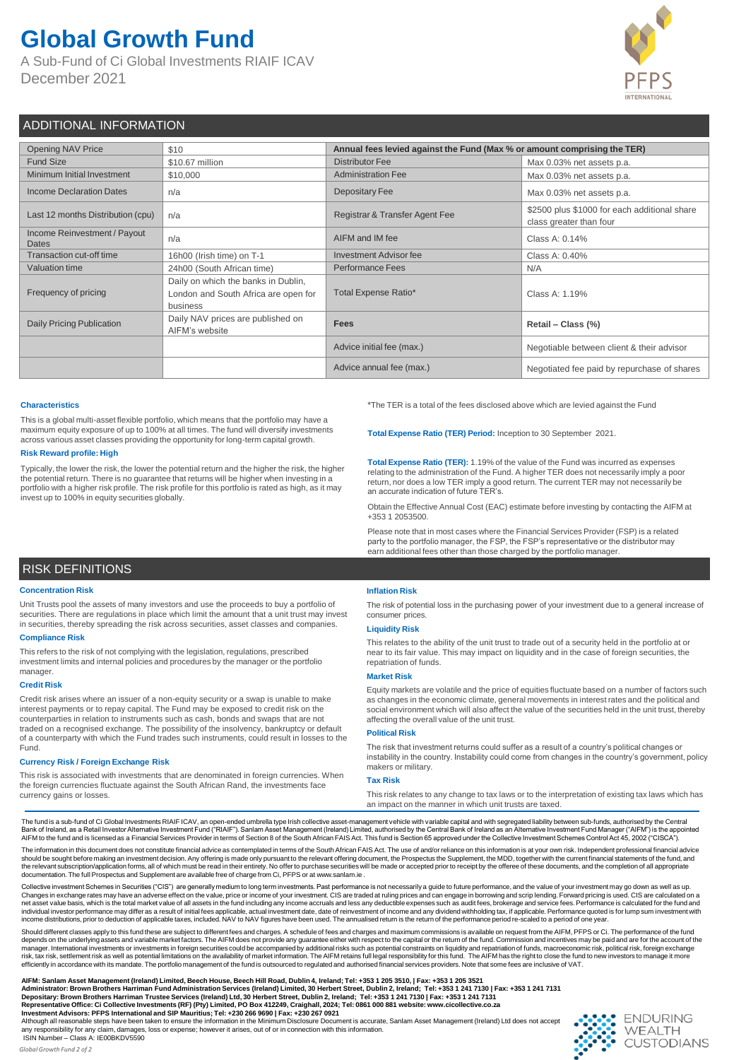# Global Growth Fund

A Sub-Fund of Ci Global Investments RIAIF ICAV
December 2021

## ADDITIONAL INFORMATION

| | | Annual fees levied against the Fund (Max % or amount comprising the TER) | |
|---|---|---|---|
| Opening NAV Price | $10 | | |
| Fund Size | $10.67 million | Distributor Fee | Max 0.03% net assets p.a. |
| Minimum Initial Investment | $10,000 | Administration Fee | Max 0.03% net assets p.a. |
| Income Declaration Dates | n/a | Depositary Fee | Max 0.03% net assets p.a. |
| Last 12 months Distribution (cpu) | n/a | Registrar & Transfer Agent Fee | $2500 plus $1000 for each additional share class greater than four |
| Income Reinvestment / Payout Dates | n/a | AIFM and IM fee | Class A: 0.14% |
| Transaction cut-off time | 16h00 (Irish time) on T-1 | Investment Advisor fee | Class A: 0.40% |
| Valuation time | 24h00 (South African time) | Performance Fees | N/A |
| Frequency of pricing | Daily on which the banks in Dublin, London and South Africa are open for business | Total Expense Ratio* | Class A: 1.19% |
| Daily Pricing Publication | Daily NAV prices are published on AIFM's website | **Fees** | **Retail – Class (%)** |
| | | Advice initial fee (max.) | Negotiable between client & their advisor |
| | | Advice annual fee (max.) | Negotiated fee paid by repurchase of shares |

### Characteristics

This is a global multi-asset flexible portfolio, which means that the portfolio may have a maximum equity exposure of up to 100% at all times. The fund will diversify investments across various asset classes providing the opportunity for long-term capital growth.

### Risk Reward profile: High

Typically, the lower the risk, the lower the potential return and the higher the risk, the higher the potential return. There is no guarantee that returns will be higher when investing in a portfolio with a higher risk profile. The risk profile for this portfolio is rated as high, as it may invest up to 100% in equity securities globally.

*The TER is a total of the fees disclosed above which are levied against the Fund

**Total Expense Ratio (TER) Period:** Inception to 30 September 2021.

**Total Expense Ratio (TER):** 1.19% of the value of the Fund was incurred as expenses relating to the administration of the Fund. A higher TER does not necessarily imply a poor return, nor does a low TER imply a good return. The current TER may not necessarily be an accurate indication of future TER's.

Obtain the Effective Annual Cost (EAC) estimate before investing by contacting the AIFM at +353 1 2053500.

Please note that in most cases where the Financial Services Provider (FSP) is a related party to the portfolio manager, the FSP, the FSP's representative or the distributor may earn additional fees other than those charged by the portfolio manager.

## RISK DEFINITIONS

### Concentration Risk

Unit Trusts pool the assets of many investors and use the proceeds to buy a portfolio of securities. There are regulations in place which limit the amount that a unit trust may invest in securities, thereby spreading the risk across securities, asset classes and companies.

### Compliance Risk

This refers to the risk of not complying with the legislation, regulations, prescribed investment limits and internal policies and procedures by the manager or the portfolio manager.

### Credit Risk

Credit risk arises where an issuer of a non-equity security or a swap is unable to make interest payments or to repay capital. The Fund may be exposed to credit risk on the counterparties in relation to instruments such as cash, bonds and swaps that are not traded on a recognised exchange. The possibility of the insolvency, bankruptcy or default of a counterparty with which the Fund trades such instruments, could result in losses to the Fund.

### Currency Risk / Foreign Exchange Risk

This risk is associated with investments that are denominated in foreign currencies. When the foreign currencies fluctuate against the South African Rand, the investments face currency gains or losses.

### Inflation Risk

The risk of potential loss in the purchasing power of your investment due to a general increase of consumer prices.

### Liquidity Risk

This relates to the ability of the unit trust to trade out of a security held in the portfolio at or near to its fair value. This may impact on liquidity and in the case of foreign securities, the repatriation of funds.

### Market Risk

Equity markets are volatile and the price of equities fluctuate based on a number of factors such as changes in the economic climate, general movements in interest rates and the political and social environment which will also affect the value of the securities held in the unit trust, thereby affecting the overall value of the unit trust.

### Political Risk

The risk that investment returns could suffer as a result of a country's political changes or instability in the country. Instability could come from changes in the country's government, policy makers or military.

### Tax Risk

This risk relates to any change to tax laws or to the interpretation of existing tax laws which has an impact on the manner in which unit trusts are taxed.

The fund is a sub-fund of Ci Global Investments RIAIF ICAV, an open-ended umbrella type Irish collective asset-management vehicle with variable capital and with segregated liability between sub-funds, authorised by the Central Bank of Ireland, as a Retail Investor Alternative Investment Fund ("RIAIF"). Sanlam Asset Management (Ireland) Limited, authorised by the Central Bank of Ireland as an Alternative Investment Fund Manager ("AIFM") is the appointed AIFM to the fund and is licensed as a Financial Services Provider in terms of Section 8 of the South African FAIS Act. This fund is Section 65 approved under the Collective Investment Schemes Control Act 45, 2002 ("CISCA").

The information in this document does not constitute financial advice as contemplated in terms of the South African FAIS Act. The use of and/or reliance on this information is at your own risk. Independent professional financial advice should be sought before making an investment decision. Any offering is made only pursuant to the relevant offering document, the Prospectus the Supplement, the MDD, together with the current financial statements of the fund, and the relevant subscription/application forms, all of which must be read in their entirety. No offer to purchase securities will be made or accepted prior to receipt by the offeree of these documents, and the completion of all appropriate documentation. The full Prospectus and Supplement are available free of charge from Ci, PFPS or at www.sanlam.ie .

Collective investment Schemes in Securities ("CIS") are generally medium to long term investments. Past performance is not necessarily a guide to future performance, and the value of your investment may go down as well as up. Changes in exchange rates may have an adverse effect on the value, price or income of your investment. CIS are traded at ruling prices and can engage in borrowing and scrip lending. Forward pricing is used. CIS are calculated on a net asset value basis, which is the total market value of all assets in the fund including any income accruals and less any deductible expenses such as audit fees, brokerage and service fees. Performance is calculated for the fund and individual investor performance may differ as a result of initial fees applicable, actual investment date, date of reinvestment of income and any dividend withholding tax, if applicable. Performance quoted is for lump sum investment with income distributions, prior to deduction of applicable taxes, included. NAV to NAV figures have been used. The annualised return is the return of the performance period re-scaled to a period of one year.

Should different classes apply to this fund these are subject to different fees and charges. A schedule of fees and charges and maximum commissions is available on request from the AIFM, PFPS or Ci. The performance of the fund depends on the underlying assets and variable market factors. The AIFM does not provide any guarantee either with respect to the capital or the return of the fund. Commission and incentives may be paid and are for the account of the manager. International investments or investments in foreign securities could be accompanied by additional risks such as potential constraints on liquidity and repatriation of funds, macroeconomic risk, political risk, foreign exchange risk, tax risk, settlement risk as well as potential limitations on the availability of market information. The AIFM retains full legal responsibility for this fund. The AIFM has the right to close the fund to new investors to manage it more efficiently in accordance with its mandate. The portfolio management of the fund is outsourced to regulated and authorised financial services providers. Note that some fees are inclusive of VAT.

**AIFM: Sanlam Asset Management (Ireland) Limited, Beech House, Beech Hill Road, Dublin 4, Ireland; Tel: +353 1 205 3510, | Fax: +353 1 205 3521**
**Administrator: Brown Brothers Harriman Fund Administration Services (Ireland) Limited, 30 Herbert Street, Dublin 2, Ireland; Tel: +353 1 241 7130 | Fax: +353 1 241 7131**
**Depositary: Brown Brothers Harriman Trustee Services (Ireland) Ltd, 30 Herbert Street, Dublin 2, Ireland; Tel: +353 1 241 7130 | Fax: +353 1 241 7131**
**Representative Office: Ci Collective Investments (RF) (Pty) Limited, PO Box 412249, Craighall, 2024; Tel: 0861 000 881 website: www.cicollective.co.za**
**Investment Advisors: PFPS International and SIP Mauritius; Tel: +230 266 9690 | Fax: +230 267 0921**

Although all reasonable steps have been taken to ensure the information in the Minimum Disclosure Document is accurate, Sanlam Asset Management (Ireland) Ltd does not accept any responsibility for any claim, damages, loss or expense; however it arises, out of or in connection with this information.

ISIN Number – Class A: IE00BKDV5590